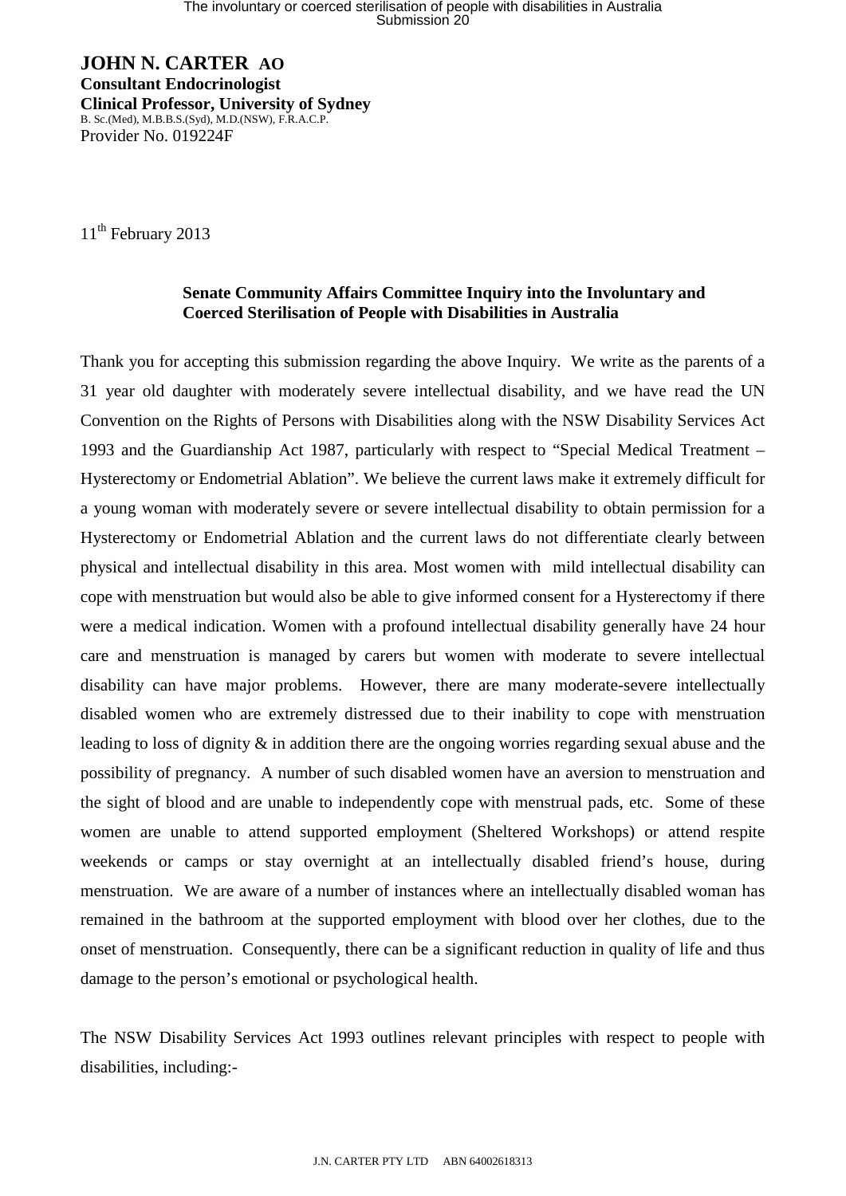**JOHN N. CARTER AO**
**Consultant Endocrinologist**
**Clinical Professor, University of Sydney**
B. Sc.(Med), M.B.B.S.(Syd), M.D.(NSW), F.R.A.C.P.
Provider No. 019224F

11th February 2013

**Senate Community Affairs Committee Inquiry into the Involuntary and Coerced Sterilisation of People with Disabilities in Australia**

Thank you for accepting this submission regarding the above Inquiry. We write as the parents of a 31 year old daughter with moderately severe intellectual disability, and we have read the UN Convention on the Rights of Persons with Disabilities along with the NSW Disability Services Act 1993 and the Guardianship Act 1987, particularly with respect to "Special Medical Treatment – Hysterectomy or Endometrial Ablation". We believe the current laws make it extremely difficult for a young woman with moderately severe or severe intellectual disability to obtain permission for a Hysterectomy or Endometrial Ablation and the current laws do not differentiate clearly between physical and intellectual disability in this area. Most women with mild intellectual disability can cope with menstruation but would also be able to give informed consent for a Hysterectomy if there were a medical indication. Women with a profound intellectual disability generally have 24 hour care and menstruation is managed by carers but women with moderate to severe intellectual disability can have major problems. However, there are many moderate-severe intellectually disabled women who are extremely distressed due to their inability to cope with menstruation leading to loss of dignity & in addition there are the ongoing worries regarding sexual abuse and the possibility of pregnancy. A number of such disabled women have an aversion to menstruation and the sight of blood and are unable to independently cope with menstrual pads, etc. Some of these women are unable to attend supported employment (Sheltered Workshops) or attend respite weekends or camps or stay overnight at an intellectually disabled friend's house, during menstruation. We are aware of a number of instances where an intellectually disabled woman has remained in the bathroom at the supported employment with blood over her clothes, due to the onset of menstruation. Consequently, there can be a significant reduction in quality of life and thus damage to the person's emotional or psychological health.

The NSW Disability Services Act 1993 outlines relevant principles with respect to people with disabilities, including:-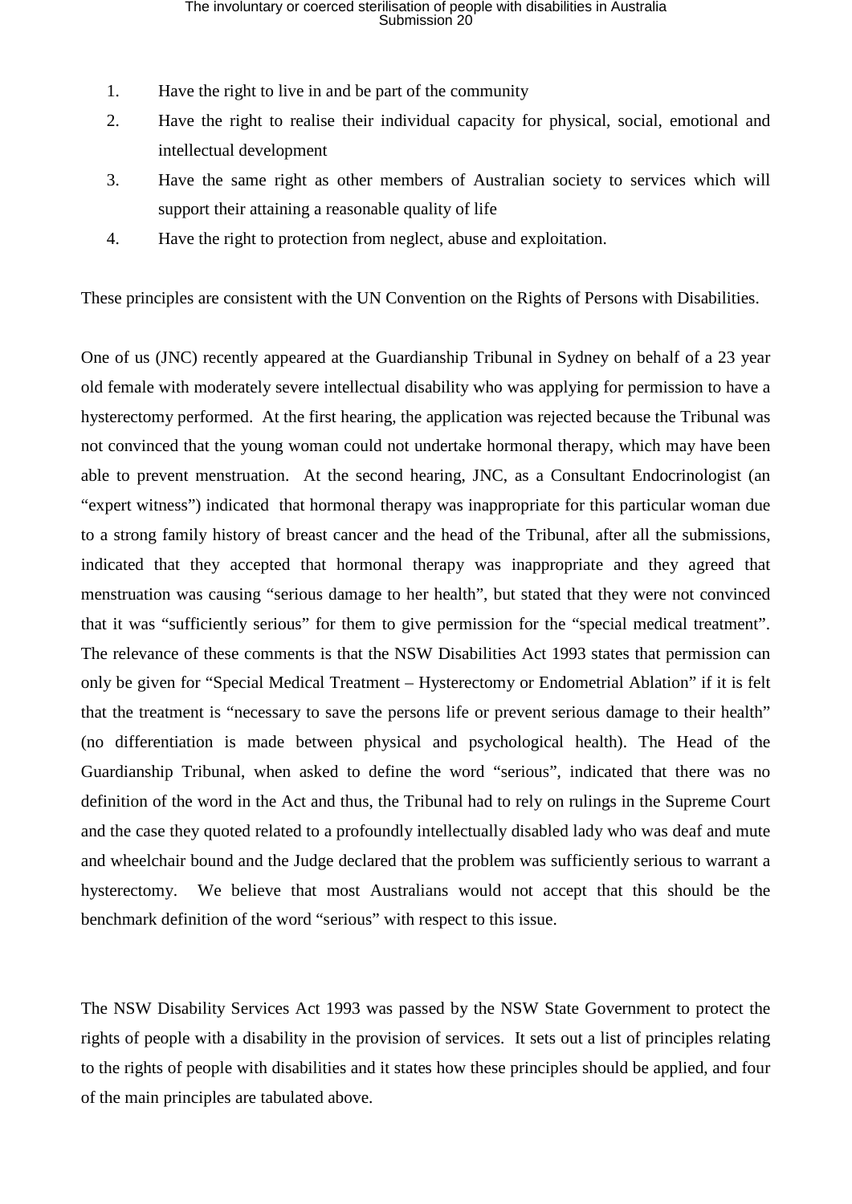1. Have the right to live in and be part of the community
2. Have the right to realise their individual capacity for physical, social, emotional and intellectual development
3. Have the same right as other members of Australian society to services which will support their attaining a reasonable quality of life
4. Have the right to protection from neglect, abuse and exploitation.

These principles are consistent with the UN Convention on the Rights of Persons with Disabilities.

One of us (JNC) recently appeared at the Guardianship Tribunal in Sydney on behalf of a 23 year old female with moderately severe intellectual disability who was applying for permission to have a hysterectomy performed. At the first hearing, the application was rejected because the Tribunal was not convinced that the young woman could not undertake hormonal therapy, which may have been able to prevent menstruation. At the second hearing, JNC, as a Consultant Endocrinologist (an "expert witness") indicated that hormonal therapy was inappropriate for this particular woman due to a strong family history of breast cancer and the head of the Tribunal, after all the submissions, indicated that they accepted that hormonal therapy was inappropriate and they agreed that menstruation was causing "serious damage to her health", but stated that they were not convinced that it was "sufficiently serious" for them to give permission for the "special medical treatment". The relevance of these comments is that the NSW Disabilities Act 1993 states that permission can only be given for "Special Medical Treatment – Hysterectomy or Endometrial Ablation" if it is felt that the treatment is "necessary to save the persons life or prevent serious damage to their health" (no differentiation is made between physical and psychological health). The Head of the Guardianship Tribunal, when asked to define the word "serious", indicated that there was no definition of the word in the Act and thus, the Tribunal had to rely on rulings in the Supreme Court and the case they quoted related to a profoundly intellectually disabled lady who was deaf and mute and wheelchair bound and the Judge declared that the problem was sufficiently serious to warrant a hysterectomy. We believe that most Australians would not accept that this should be the benchmark definition of the word "serious" with respect to this issue.

The NSW Disability Services Act 1993 was passed by the NSW State Government to protect the rights of people with a disability in the provision of services. It sets out a list of principles relating to the rights of people with disabilities and it states how these principles should be applied, and four of the main principles are tabulated above.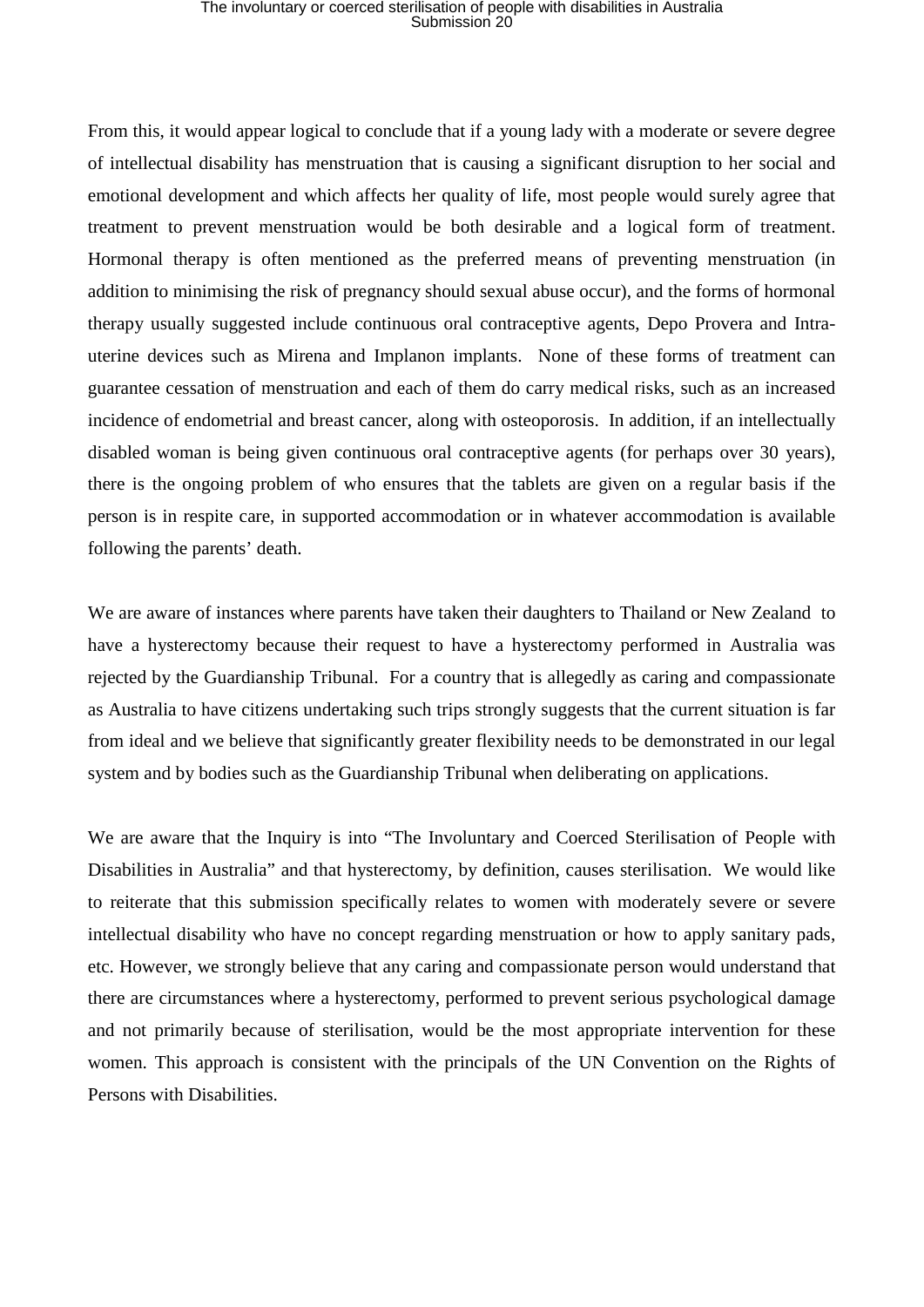From this, it would appear logical to conclude that if a young lady with a moderate or severe degree of intellectual disability has menstruation that is causing a significant disruption to her social and emotional development and which affects her quality of life, most people would surely agree that treatment to prevent menstruation would be both desirable and a logical form of treatment. Hormonal therapy is often mentioned as the preferred means of preventing menstruation (in addition to minimising the risk of pregnancy should sexual abuse occur), and the forms of hormonal therapy usually suggested include continuous oral contraceptive agents, Depo Provera and Intra-uterine devices such as Mirena and Implanon implants. None of these forms of treatment can guarantee cessation of menstruation and each of them do carry medical risks, such as an increased incidence of endometrial and breast cancer, along with osteoporosis. In addition, if an intellectually disabled woman is being given continuous oral contraceptive agents (for perhaps over 30 years), there is the ongoing problem of who ensures that the tablets are given on a regular basis if the person is in respite care, in supported accommodation or in whatever accommodation is available following the parents' death.

We are aware of instances where parents have taken their daughters to Thailand or New Zealand to have a hysterectomy because their request to have a hysterectomy performed in Australia was rejected by the Guardianship Tribunal. For a country that is allegedly as caring and compassionate as Australia to have citizens undertaking such trips strongly suggests that the current situation is far from ideal and we believe that significantly greater flexibility needs to be demonstrated in our legal system and by bodies such as the Guardianship Tribunal when deliberating on applications.

We are aware that the Inquiry is into "The Involuntary and Coerced Sterilisation of People with Disabilities in Australia" and that hysterectomy, by definition, causes sterilisation. We would like to reiterate that this submission specifically relates to women with moderately severe or severe intellectual disability who have no concept regarding menstruation or how to apply sanitary pads, etc. However, we strongly believe that any caring and compassionate person would understand that there are circumstances where a hysterectomy, performed to prevent serious psychological damage and not primarily because of sterilisation, would be the most appropriate intervention for these women. This approach is consistent with the principals of the UN Convention on the Rights of Persons with Disabilities.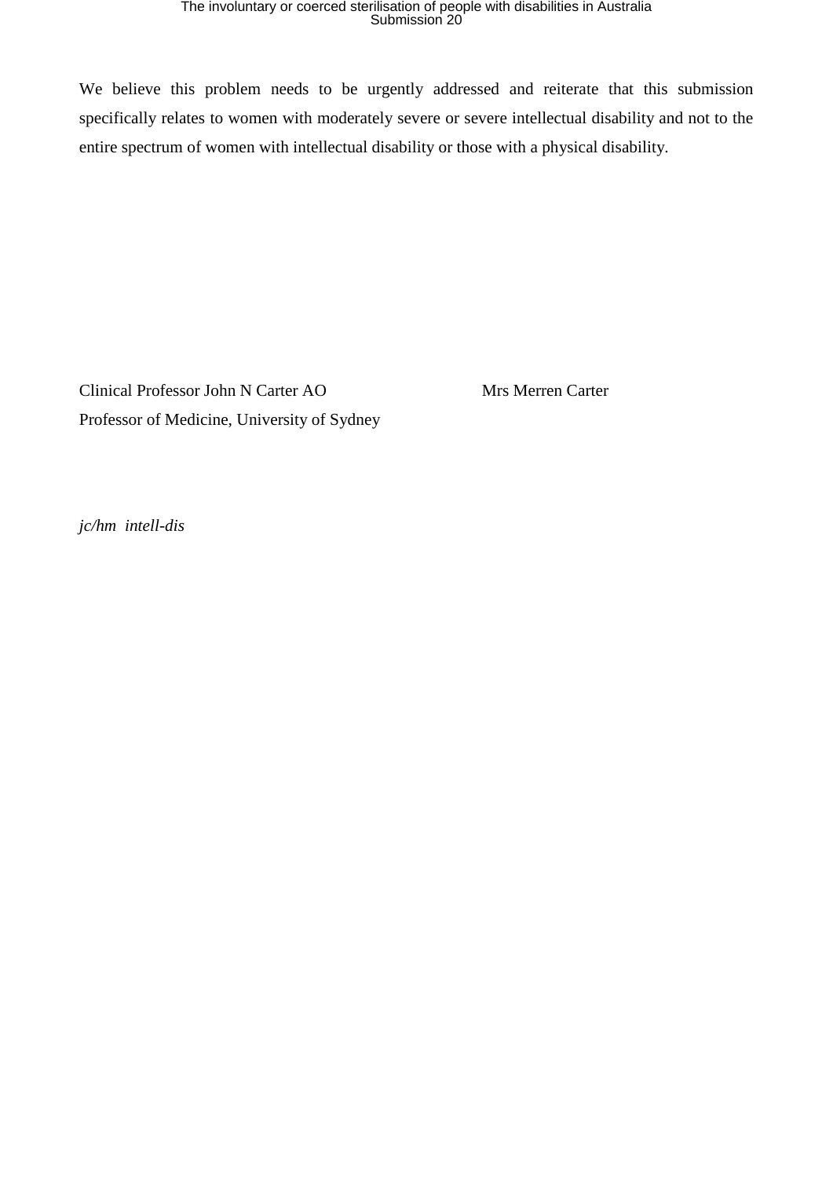We believe this problem needs to be urgently addressed and reiterate that this submission specifically relates to women with moderately severe or severe intellectual disability and not to the entire spectrum of women with intellectual disability or those with a physical disability.

Clinical Professor John N Carter AO
Professor of Medicine, University of Sydney

Mrs Merren Carter

*jc/hm intell-dis*